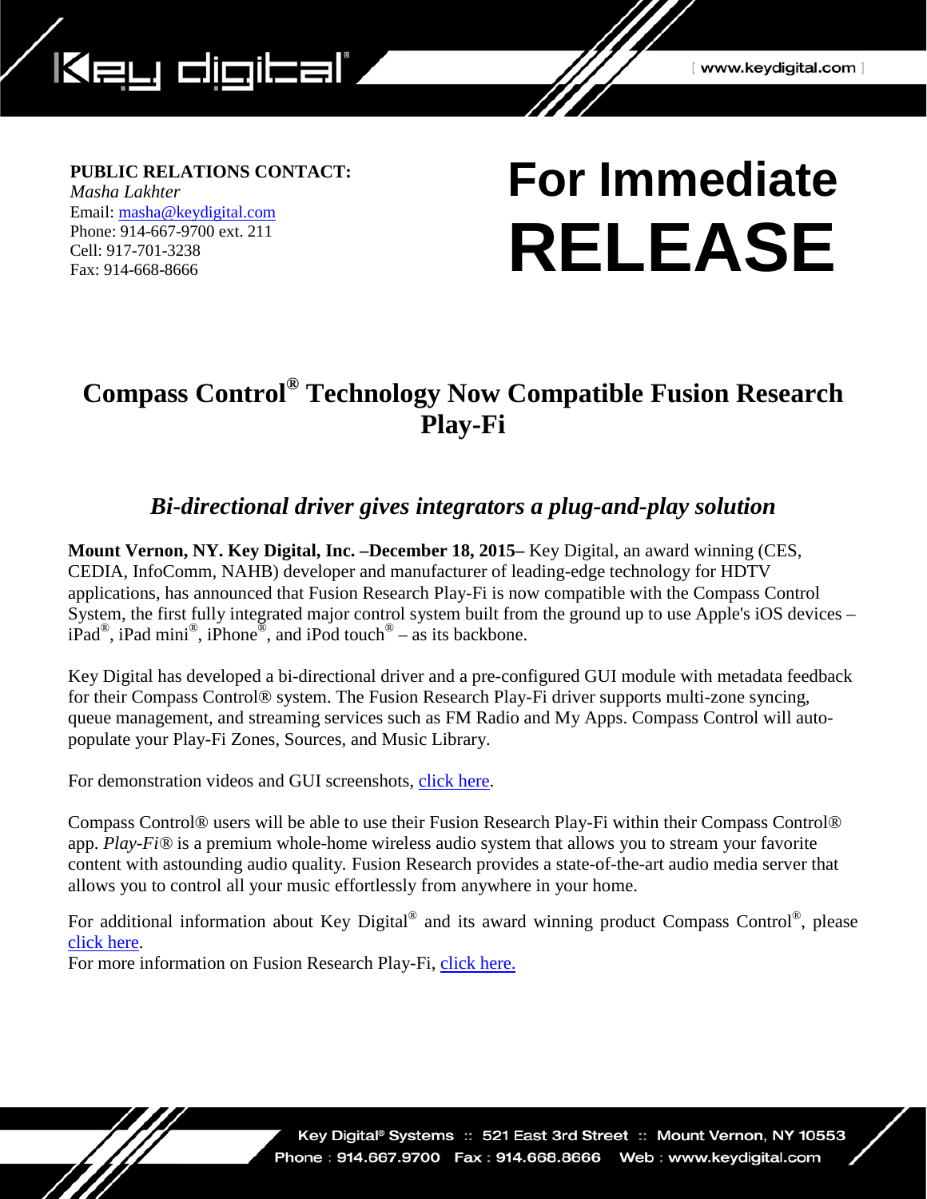**PUBLIC RELATIONS CONTACT:**
*Masha Lakhter*
Email: masha@keydigital.com
Phone: 914-667-9700 ext. 211
Cell: 917-701-3238
Fax: 914-668-8666

# For Immediate RELEASE

## Compass Control® Technology Now Compatible Fusion Research Play-Fi

### *Bi-directional driver gives integrators a plug-and-play solution*

**Mount Vernon, NY. Key Digital, Inc. –December 18, 2015–** Key Digital, an award winning (CES, CEDIA, InfoComm, NAHB) developer and manufacturer of leading-edge technology for HDTV applications, has announced that Fusion Research Play-Fi is now compatible with the Compass Control System, the first fully integrated major control system built from the ground up to use Apple's iOS devices – iPad®, iPad mini®, iPhone®, and iPod touch® – as its backbone.

Key Digital has developed a bi-directional driver and a pre-configured GUI module with metadata feedback for their Compass Control® system. The Fusion Research Play-Fi driver supports multi-zone syncing, queue management, and streaming services such as FM Radio and My Apps. Compass Control will auto-populate your Play-Fi Zones, Sources, and Music Library.

For demonstration videos and GUI screenshots, click here.

Compass Control® users will be able to use their Fusion Research Play-Fi within their Compass Control® app. *Play-Fi®* is a premium whole-home wireless audio system that allows you to stream your favorite content with astounding audio quality. Fusion Research provides a state-of-the-art audio media server that allows you to control all your music effortlessly from anywhere in your home.

For additional information about Key Digital® and its award winning product Compass Control®, please click here.
For more information on Fusion Research Play-Fi, click here.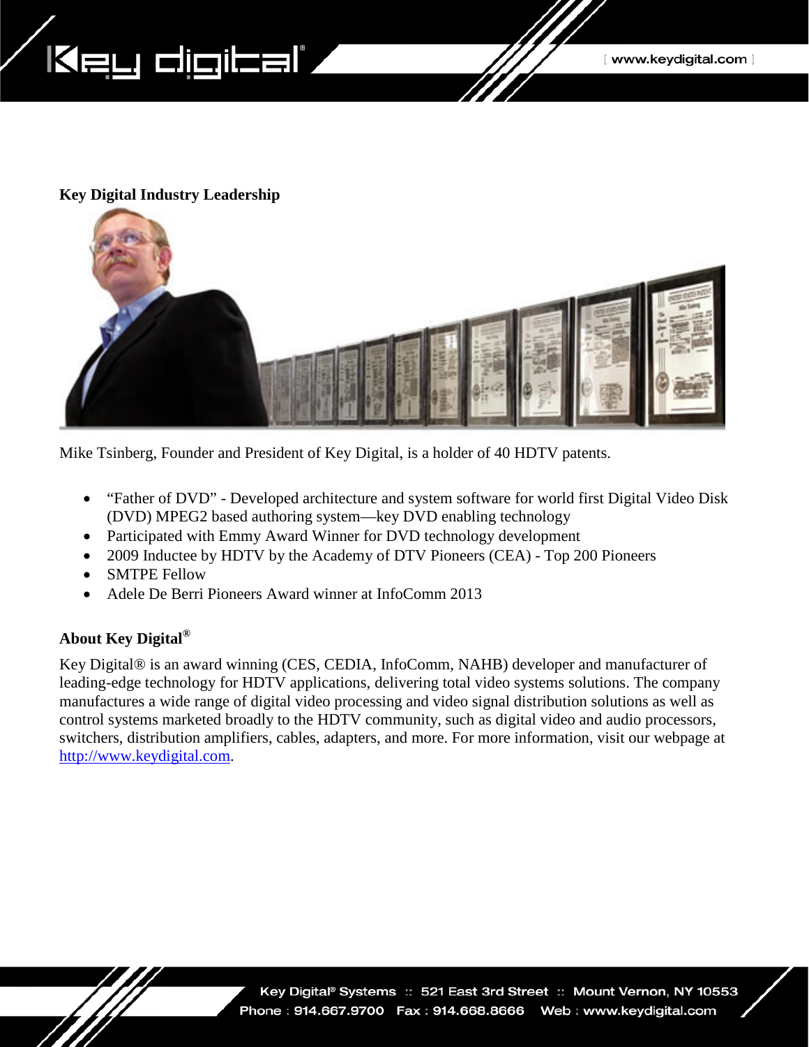**Key Digital Industry Leadership**

Mike Tsinberg, Founder and President of Key Digital, is a holder of 40 HDTV patents.

- "Father of DVD" - Developed architecture and system software for world first Digital Video Disk (DVD) MPEG2 based authoring system—key DVD enabling technology
- Participated with Emmy Award Winner for DVD technology development
- 2009 Inductee by HDTV by the Academy of DTV Pioneers (CEA) - Top 200 Pioneers
- SMTPE Fellow
- Adele De Berri Pioneers Award winner at InfoComm 2013

**About Key Digital®**

Key Digital® is an award winning (CES, CEDIA, InfoComm, NAHB) developer and manufacturer of leading-edge technology for HDTV applications, delivering total video systems solutions. The company manufactures a wide range of digital video processing and video signal distribution solutions as well as control systems marketed broadly to the HDTV community, such as digital video and audio processors, switchers, distribution amplifiers, cables, adapters, and more. For more information, visit our webpage at http://www.keydigital.com.